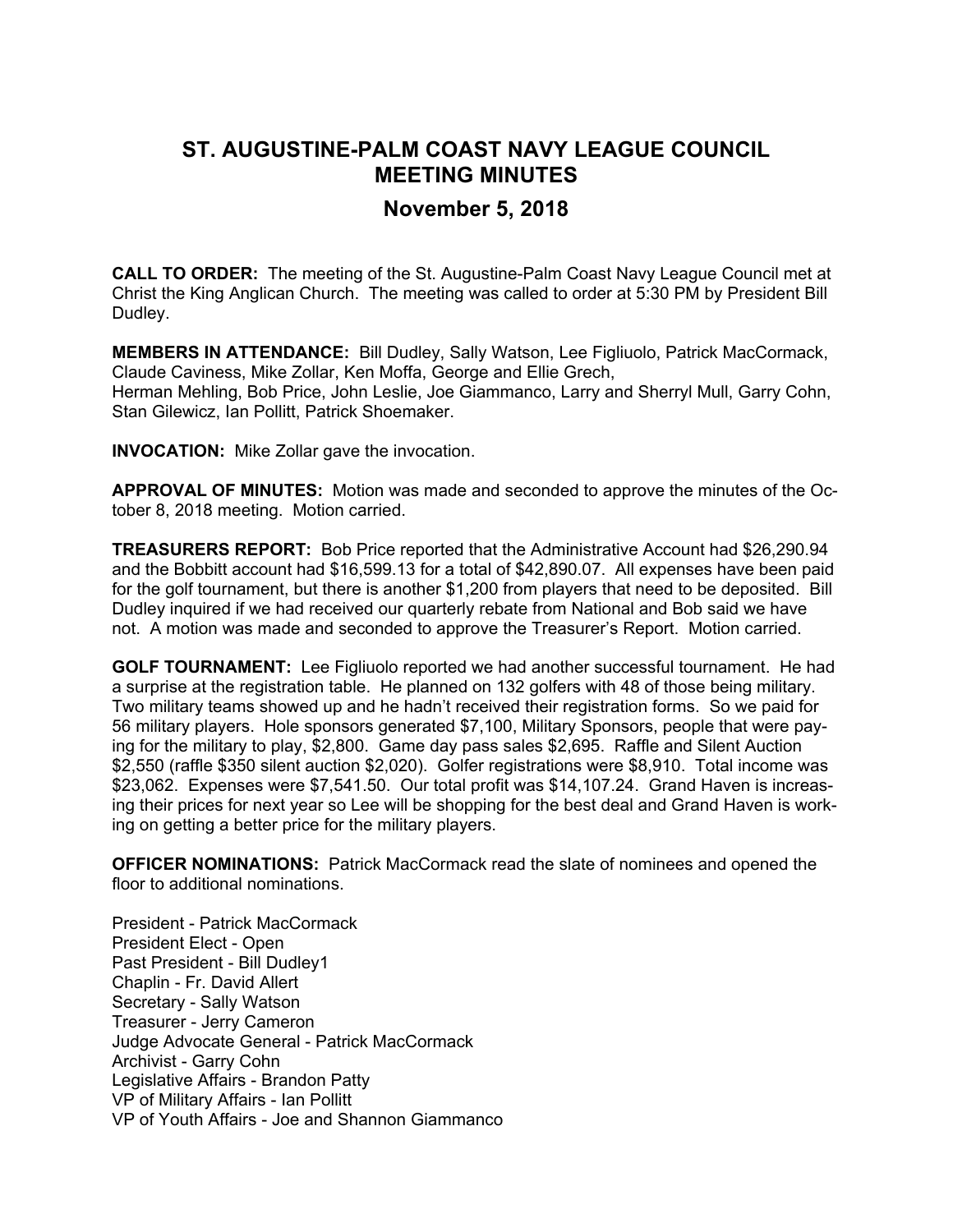# ST. AUGUSTINE-PALM COAST NAVY LEAGUE COUNCIL MEETING MINUTES

## November 5, 2018

**CALL TO ORDER:** The meeting of the St. Augustine-Palm Coast Navy League Council met at Christ the King Anglican Church. The meeting was called to order at 5:30 PM by President Bill Dudley.

**MEMBERS IN ATTENDANCE:** Bill Dudley, Sally Watson, Lee Figliuolo, Patrick MacCormack, Claude Caviness, Mike Zollar, Ken Moffa, George and Ellie Grech, Herman Mehling, Bob Price, John Leslie, Joe Giammanco, Larry and Sherryl Mull, Garry Cohn, Stan Gilewicz, Ian Pollitt, Patrick Shoemaker.

**INVOCATION:** Mike Zollar gave the invocation.

**APPROVAL OF MINUTES:** Motion was made and seconded to approve the minutes of the October 8, 2018 meeting. Motion carried.

**TREASURERS REPORT:** Bob Price reported that the Administrative Account had $26,290.94 and the Bobbitt account had $16,599.13 for a total of $42,890.07. All expenses have been paid for the golf tournament, but there is another $1,200 from players that need to be deposited. Bill Dudley inquired if we had received our quarterly rebate from National and Bob said we have not. A motion was made and seconded to approve the Treasurer's Report. Motion carried.

**GOLF TOURNAMENT:** Lee Figliuolo reported we had another successful tournament. He had a surprise at the registration table. He planned on 132 golfers with 48 of those being military. Two military teams showed up and he hadn't received their registration forms. So we paid for 56 military players. Hole sponsors generated $7,100, Military Sponsors, people that were paying for the military to play, $2,800. Game day pass sales $2,695. Raffle and Silent Auction $2,550 (raffle $350 silent auction $2,020). Golfer registrations were $8,910. Total income was $23,062. Expenses were $7,541.50. Our total profit was $14,107.24. Grand Haven is increasing their prices for next year so Lee will be shopping for the best deal and Grand Haven is working on getting a better price for the military players.

**OFFICER NOMINATIONS:** Patrick MacCormack read the slate of nominees and opened the floor to additional nominations.

President - Patrick MacCormack
President Elect - Open
Past President - Bill Dudley1
Chaplin - Fr. David Allert
Secretary - Sally Watson
Treasurer - Jerry Cameron
Judge Advocate General - Patrick MacCormack
Archivist - Garry Cohn
Legislative Affairs - Brandon Patty
VP of Military Affairs - Ian Pollitt
VP of Youth Affairs - Joe and Shannon Giammanco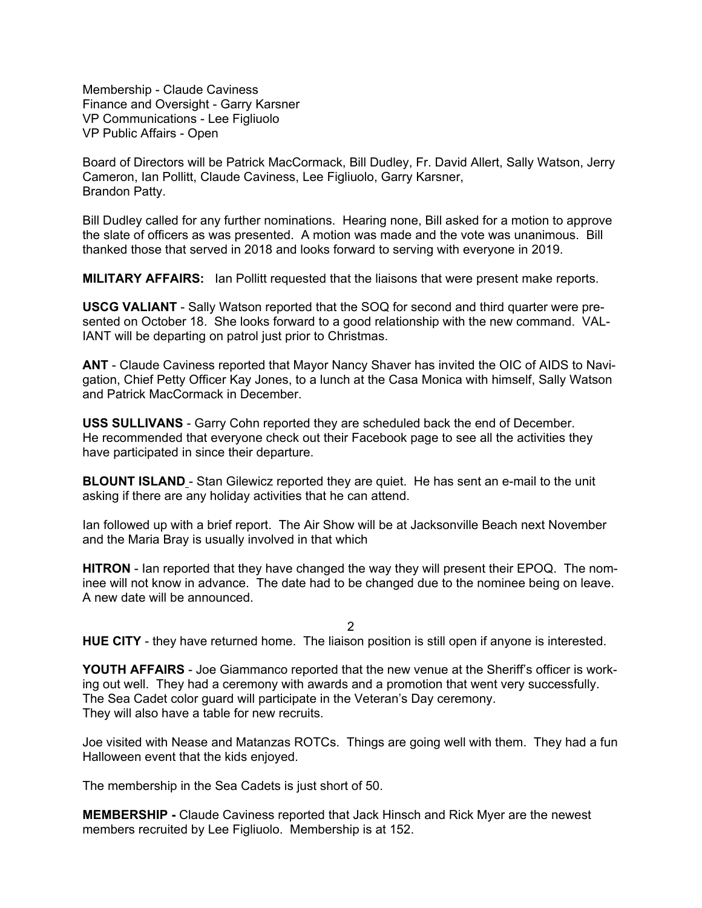Membership - Claude Caviness
Finance and Oversight - Garry Karsner
VP Communications - Lee Figliuolo
VP Public Affairs - Open

Board of Directors will be Patrick MacCormack, Bill Dudley, Fr. David Allert, Sally Watson, Jerry Cameron, Ian Pollitt, Claude Caviness, Lee Figliuolo, Garry Karsner, Brandon Patty.

Bill Dudley called for any further nominations. Hearing none, Bill asked for a motion to approve the slate of officers as was presented. A motion was made and the vote was unanimous. Bill thanked those that served in 2018 and looks forward to serving with everyone in 2019.

**MILITARY AFFAIRS:** Ian Pollitt requested that the liaisons that were present make reports.

**USCG VALIANT** - Sally Watson reported that the SOQ for second and third quarter were presented on October 18. She looks forward to a good relationship with the new command. VALIANT will be departing on patrol just prior to Christmas.

**ANT** - Claude Caviness reported that Mayor Nancy Shaver has invited the OIC of AIDS to Navigation, Chief Petty Officer Kay Jones, to a lunch at the Casa Monica with himself, Sally Watson and Patrick MacCormack in December.

**USS SULLIVANS** - Garry Cohn reported they are scheduled back the end of December. He recommended that everyone check out their Facebook page to see all the activities they have participated in since their departure.

**BLOUNT ISLAND** - Stan Gilewicz reported they are quiet. He has sent an e-mail to the unit asking if there are any holiday activities that he can attend.

Ian followed up with a brief report. The Air Show will be at Jacksonville Beach next November and the Maria Bray is usually involved in that which

**HITRON** - Ian reported that they have changed the way they will present their EPOQ. The nominee will not know in advance. The date had to be changed due to the nominee being on leave. A new date will be announced.

**HUE CITY** - they have returned home. The liaison position is still open if anyone is interested.

**YOUTH AFFAIRS** - Joe Giammanco reported that the new venue at the Sheriff's officer is working out well. They had a ceremony with awards and a promotion that went very successfully. The Sea Cadet color guard will participate in the Veteran's Day ceremony. They will also have a table for new recruits.

Joe visited with Nease and Matanzas ROTCs. Things are going well with them. They had a fun Halloween event that the kids enjoyed.

The membership in the Sea Cadets is just short of 50.

**MEMBERSHIP -** Claude Caviness reported that Jack Hinsch and Rick Myer are the newest members recruited by Lee Figliuolo. Membership is at 152.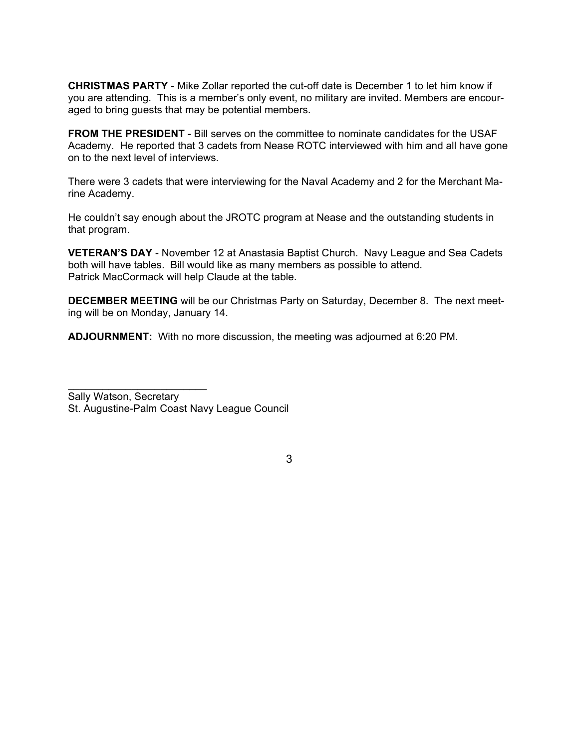**CHRISTMAS PARTY** - Mike Zollar reported the cut-off date is December 1 to let him know if you are attending. This is a member's only event, no military are invited. Members are encouraged to bring guests that may be potential members.

**FROM THE PRESIDENT** - Bill serves on the committee to nominate candidates for the USAF Academy. He reported that 3 cadets from Nease ROTC interviewed with him and all have gone on to the next level of interviews.

There were 3 cadets that were interviewing for the Naval Academy and 2 for the Merchant Marine Academy.

He couldn't say enough about the JROTC program at Nease and the outstanding students in that program.

**VETERAN'S DAY** - November 12 at Anastasia Baptist Church. Navy League and Sea Cadets both will have tables. Bill would like as many members as possible to attend.
Patrick MacCormack will help Claude at the table.

**DECEMBER MEETING** will be our Christmas Party on Saturday, December 8. The next meeting will be on Monday, January 14.

**ADJOURNMENT:** With no more discussion, the meeting was adjourned at 6:20 PM.

________________________
Sally Watson, Secretary
St. Augustine-Palm Coast Navy League Council